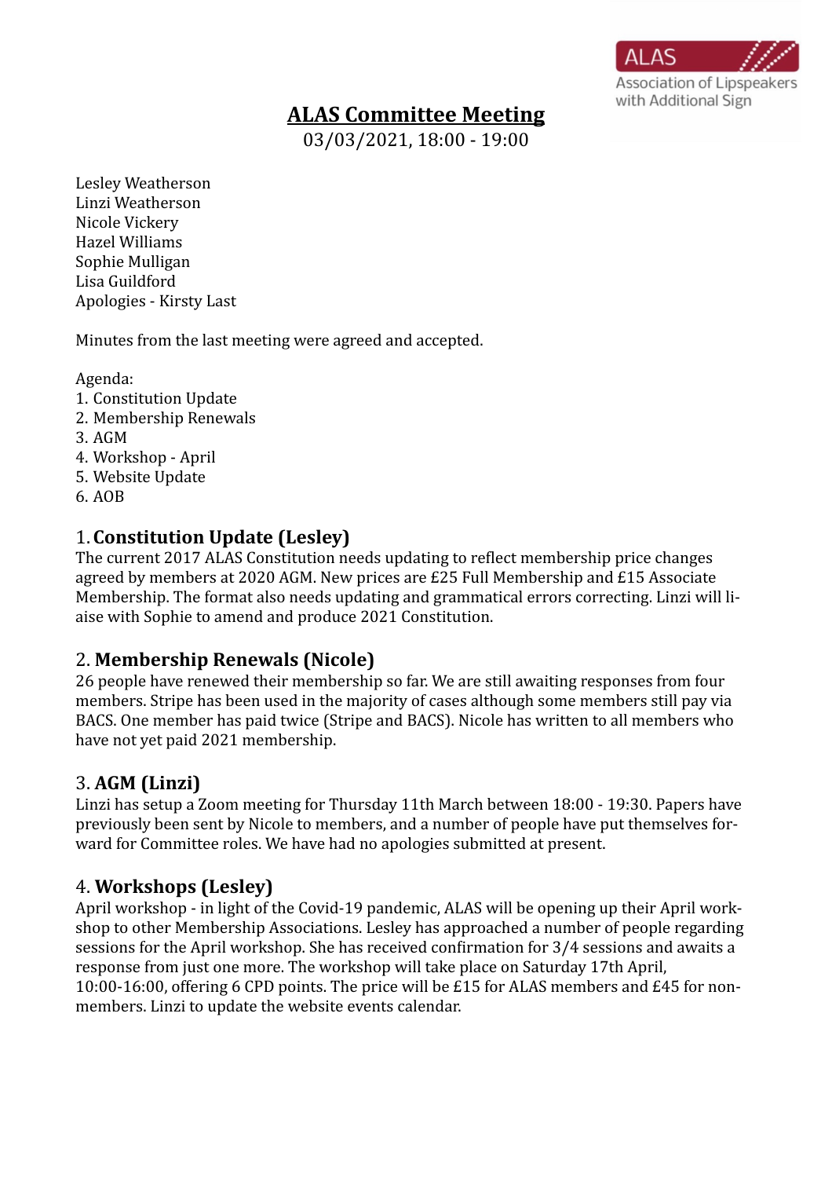# ALAS Committee Meeting

03/03/2021, 18:00 - 19:00

Lesley Weatherson
Linzi Weatherson
Nicole Vickery
Hazel Williams
Sophie Mulligan
Lisa Guildford
Apologies - Kirsty Last

Minutes from the last meeting were agreed and accepted.

Agenda:
1. Constitution Update
2. Membership Renewals
3. AGM
4. Workshop - April
5. Website Update
6. AOB

## 1. Constitution Update (Lesley)

The current 2017 ALAS Constitution needs updating to reflect membership price changes agreed by members at 2020 AGM. New prices are £25 Full Membership and £15 Associate Membership. The format also needs updating and grammatical errors correcting. Linzi will liaise with Sophie to amend and produce 2021 Constitution.

## 2. Membership Renewals (Nicole)

26 people have renewed their membership so far. We are still awaiting responses from four members. Stripe has been used in the majority of cases although some members still pay via BACS. One member has paid twice (Stripe and BACS). Nicole has written to all members who have not yet paid 2021 membership.

## 3. AGM (Linzi)

Linzi has setup a Zoom meeting for Thursday 11th March between 18:00 - 19:30. Papers have previously been sent by Nicole to members, and a number of people have put themselves forward for Committee roles. We have had no apologies submitted at present.

## 4. Workshops (Lesley)

April workshop - in light of the Covid-19 pandemic, ALAS will be opening up their April workshop to other Membership Associations. Lesley has approached a number of people regarding sessions for the April workshop. She has received confirmation for 3/4 sessions and awaits a response from just one more. The workshop will take place on Saturday 17th April, 10:00-16:00, offering 6 CPD points. The price will be £15 for ALAS members and £45 for non-members. Linzi to update the website events calendar.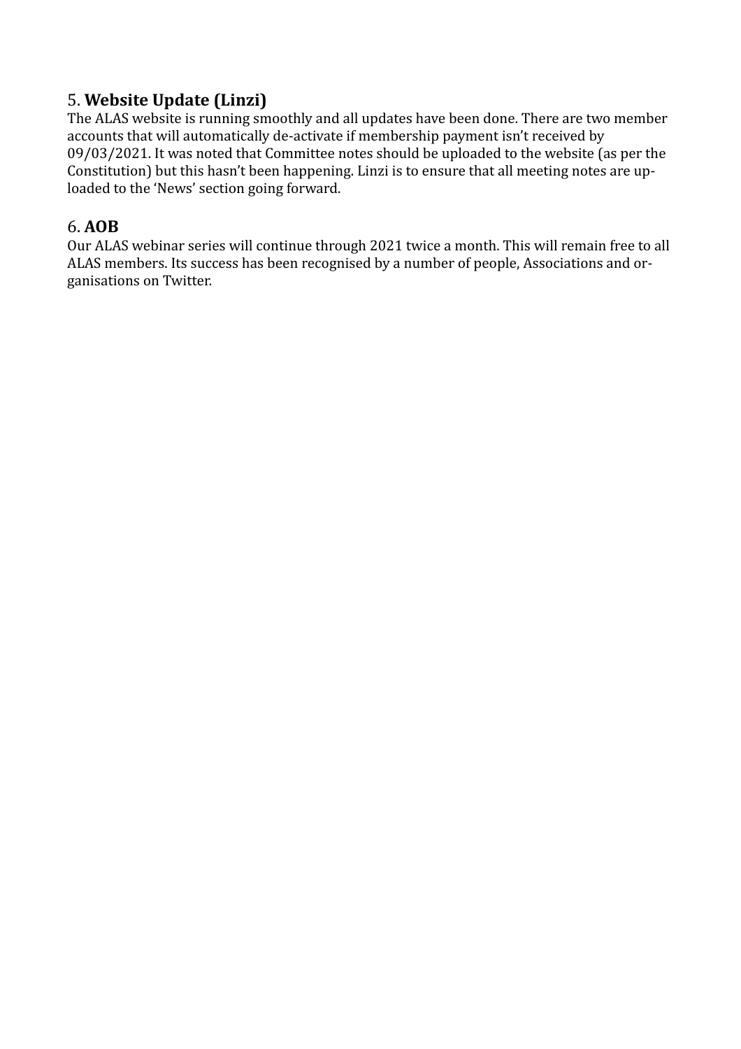## 5. **Website Update (Linzi)**

The ALAS website is running smoothly and all updates have been done. There are two member accounts that will automatically de-activate if membership payment isn't received by 09/03/2021. It was noted that Committee notes should be uploaded to the website (as per the Constitution) but this hasn't been happening. Linzi is to ensure that all meeting notes are uploaded to the 'News' section going forward.

## 6. **AOB**

Our ALAS webinar series will continue through 2021 twice a month. This will remain free to all ALAS members. Its success has been recognised by a number of people, Associations and organisations on Twitter.